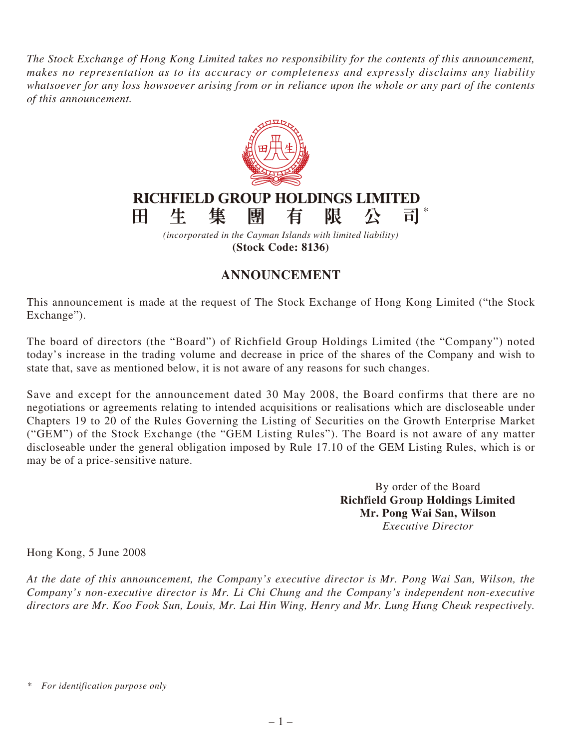*The Stock Exchange of Hong Kong Limited takes no responsibility for the contents of this announcement, makes no representation as to its accuracy or completeness and expressly disclaims any liability whatsoever for any loss howsoever arising from or in reliance upon the whole or any part of the contents of this announcement.*

**RICHFIELD GROUP HOLDINGS LIMITED**

**田生集團有限公司***

*(incorporated in the Cayman Islands with limited liability)*

**(Stock Code: 8136)**

# ANNOUNCEMENT

This announcement is made at the request of The Stock Exchange of Hong Kong Limited ("the Stock Exchange").

The board of directors (the "Board") of Richfield Group Holdings Limited (the "Company") noted today's increase in the trading volume and decrease in price of the shares of the Company and wish to state that, save as mentioned below, it is not aware of any reasons for such changes.

Save and except for the announcement dated 30 May 2008, the Board confirms that there are no negotiations or agreements relating to intended acquisitions or realisations which are discloseable under Chapters 19 to 20 of the Rules Governing the Listing of Securities on the Growth Enterprise Market ("GEM") of the Stock Exchange (the "GEM Listing Rules"). The Board is not aware of any matter discloseable under the general obligation imposed by Rule 17.10 of the GEM Listing Rules, which is or may be of a price-sensitive nature.

By order of the Board
**Richfield Group Holdings Limited**
**Mr. Pong Wai San, Wilson**
*Executive Director*

Hong Kong, 5 June 2008

*At the date of this announcement, the Company's executive director is Mr. Pong Wai San, Wilson, the Company's non-executive director is Mr. Li Chi Chung and the Company's independent non-executive directors are Mr. Koo Fook Sun, Louis, Mr. Lai Hin Wing, Henry and Mr. Lung Hung Cheuk respectively.*

\* *For identification purpose only*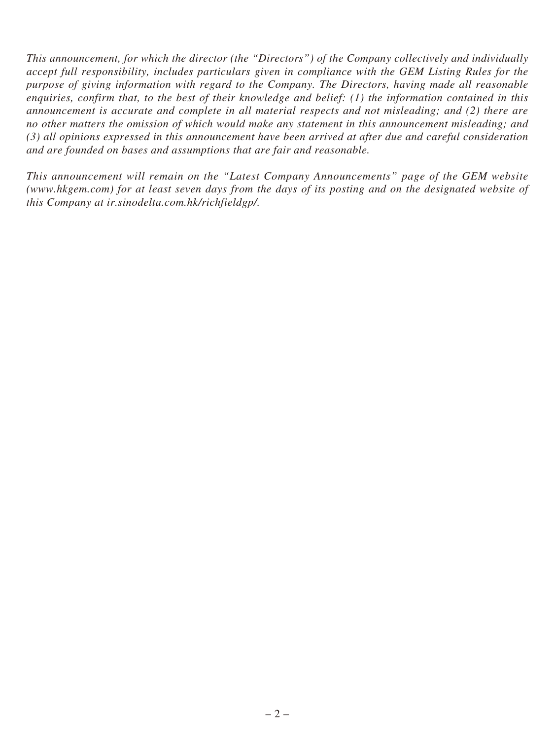*This announcement, for which the director (the "Directors") of the Company collectively and individually accept full responsibility, includes particulars given in compliance with the GEM Listing Rules for the purpose of giving information with regard to the Company. The Directors, having made all reasonable enquiries, confirm that, to the best of their knowledge and belief: (1) the information contained in this announcement is accurate and complete in all material respects and not misleading; and (2) there are no other matters the omission of which would make any statement in this announcement misleading; and (3) all opinions expressed in this announcement have been arrived at after due and careful consideration and are founded on bases and assumptions that are fair and reasonable.*

*This announcement will remain on the "Latest Company Announcements" page of the GEM website (www.hkgem.com) for at least seven days from the days of its posting and on the designated website of this Company at ir.sinodelta.com.hk/richfieldgp/.*